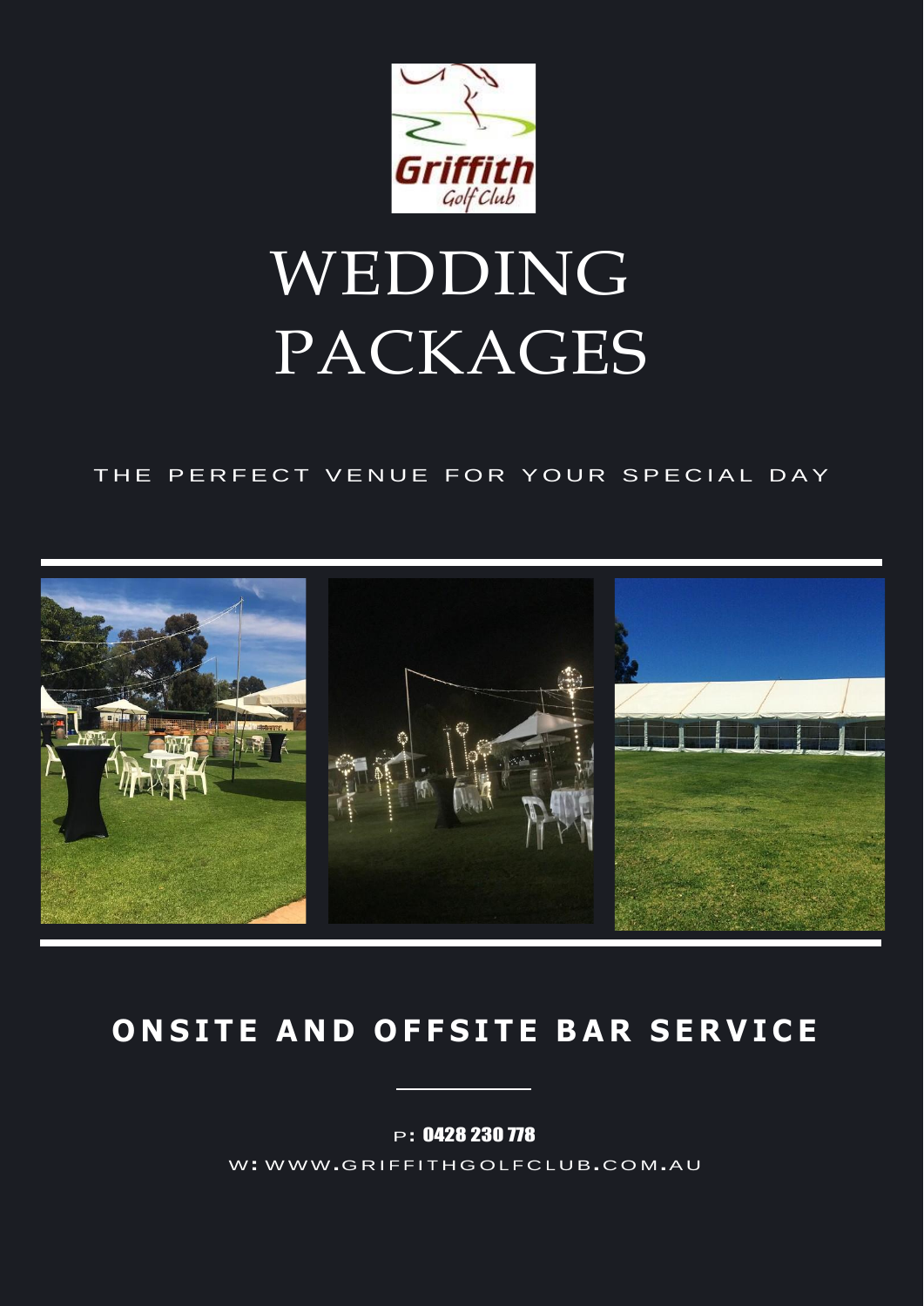# WEDDING PACKAGES

THE PERFECT VENUE FOR YOUR SPECIAL DAY

## ONSITE AND OFFSITE BAR SERVICE

P: 0428 230 778

W: WWW.GRIFFITHGOLFCLUB.COM.AU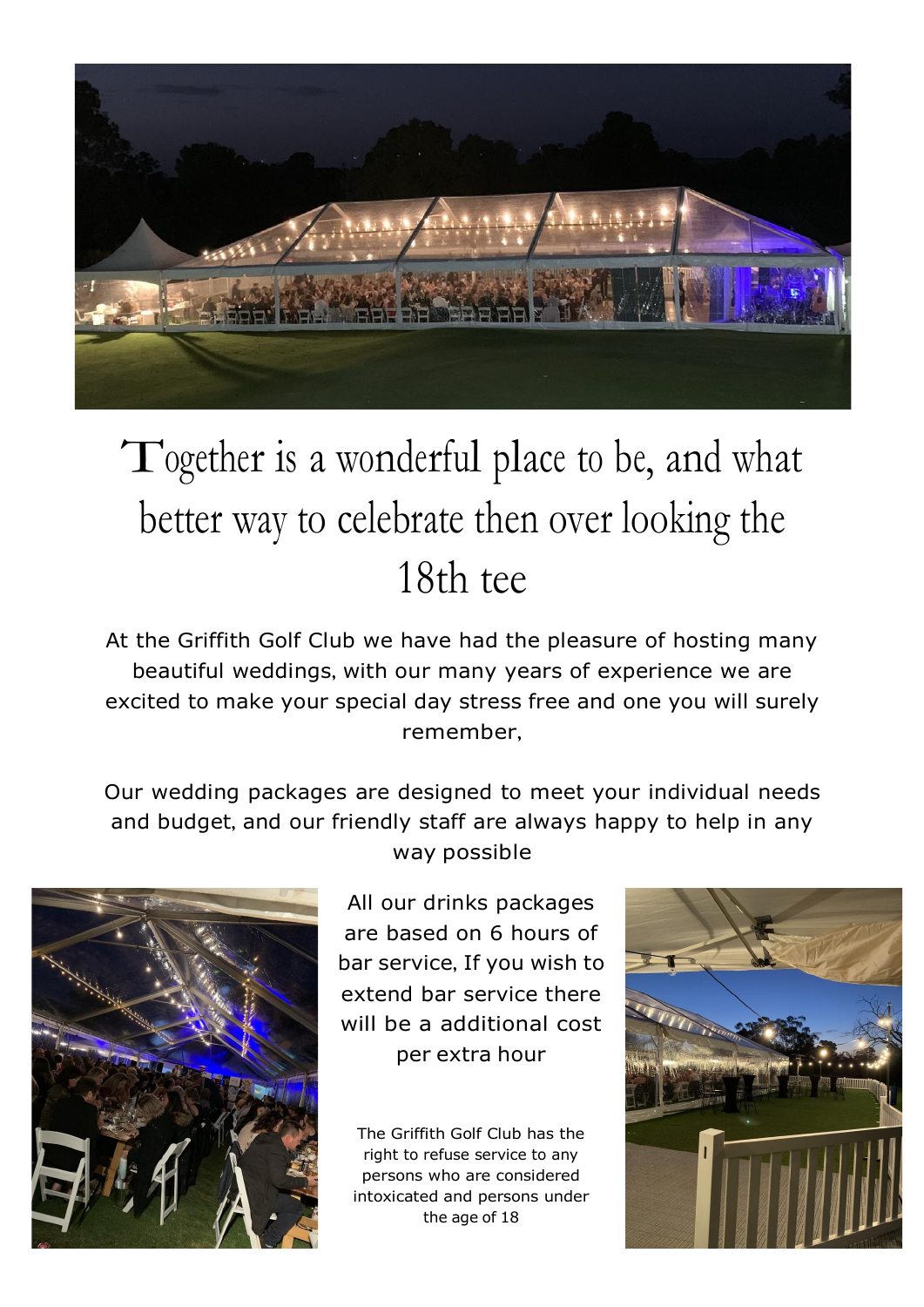# Together is a wonderful place to be, and what better way to celebrate then over looking the 18th tee

At the Griffith Golf Club we have had the pleasure of hosting many beautiful weddings, with our many years of experience we are excited to make your special day stress free and one you will surely remember,

Our wedding packages are designed to meet your individual needs and budget, and our friendly staff are always happy to help in any way possible

All our drinks packages are based on 6 hours of bar service, If you wish to extend bar service there will be a additional cost per extra hour

The Griffith Golf Club has the right to refuse service to any persons who are considered intoxicated and persons under the age of 18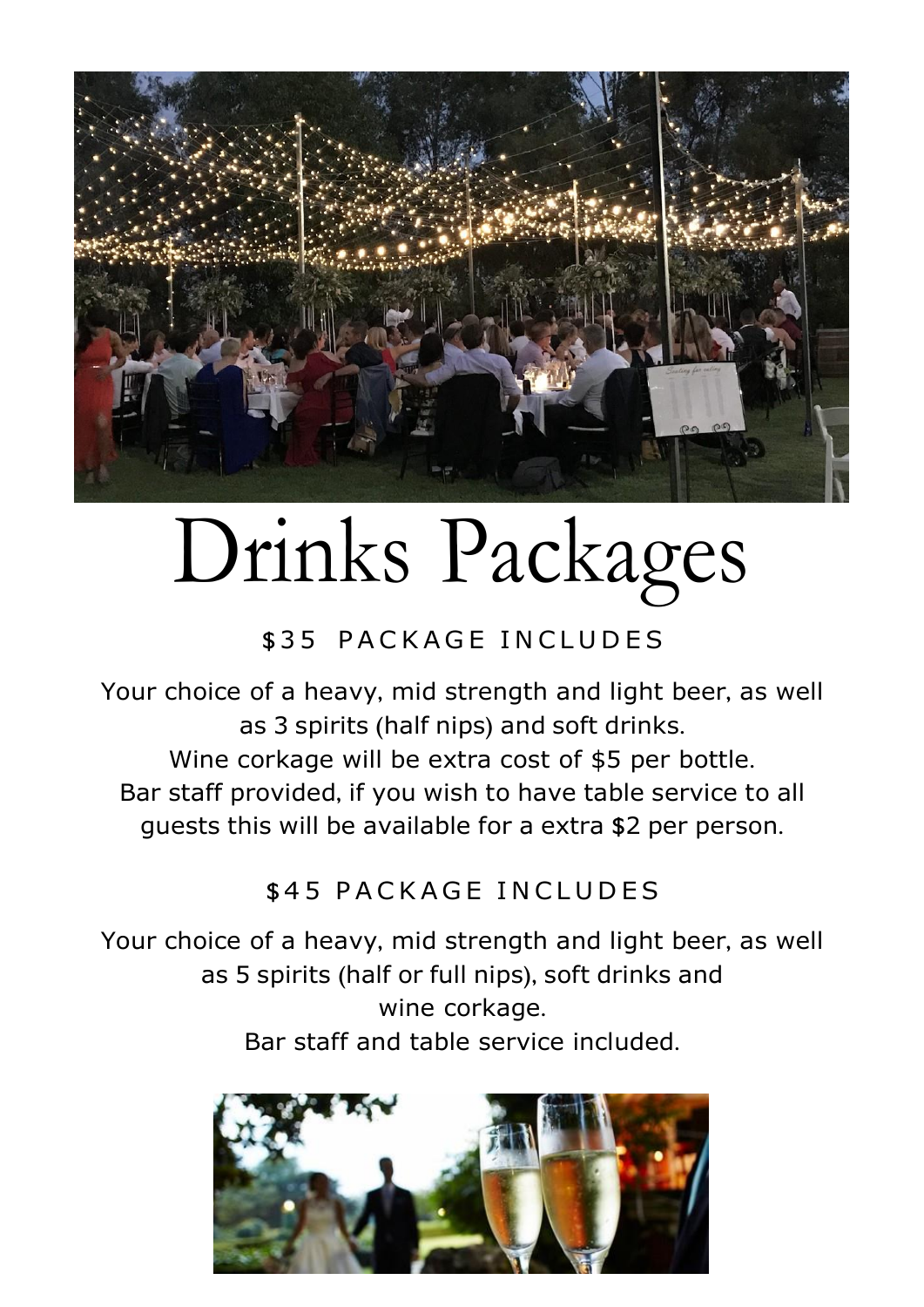# Drinks Packages

## $35 PACKAGE INCLUDES

Your choice of a heavy, mid strength and light beer, as well as 3 spirits (half nips) and soft drinks.
Wine corkage will be extra cost of $5 per bottle.
Bar staff provided, if you wish to have table service to all guests this will be available for a extra $2 per person.

## $45 PACKAGE INCLUDES

Your choice of a heavy, mid strength and light beer, as well as 5 spirits (half or full nips), soft drinks and wine corkage.
Bar staff and table service included.